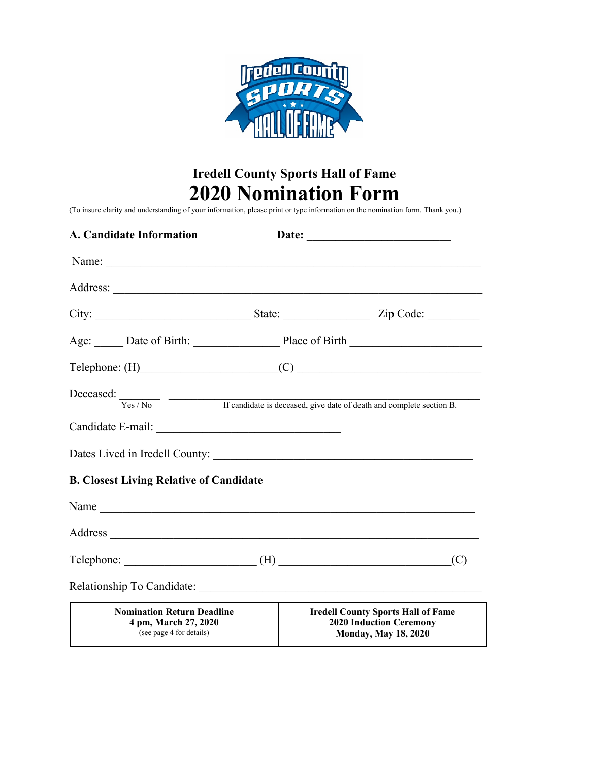# Iredell County Sports Hall of Fame

# 2020 Nomination Form

(To insure clarity and understanding of your information, please print or type information on the nomination form. Thank you.)

**A. Candidate Information** **Date:** \_\_\_\_\_\_\_\_\_\_\_\_\_\_\_\_\_\_\_\_\_\_\_\_\_

Name: \_\_\_\_\_\_\_\_\_\_\_\_\_\_\_\_\_\_\_\_\_\_\_\_\_\_\_\_\_\_\_\_\_\_\_\_\_\_\_\_\_\_\_\_\_\_\_\_\_\_\_\_\_\_\_\_\_\_\_\_\_\_\_\_

Address: \_\_\_\_\_\_\_\_\_\_\_\_\_\_\_\_\_\_\_\_\_\_\_\_\_\_\_\_\_\_\_\_\_\_\_\_\_\_\_\_\_\_\_\_\_\_\_\_\_\_\_\_\_\_\_\_\_\_\_\_\_\_

City: \_\_\_\_\_\_\_\_\_\_\_\_\_\_\_\_\_\_\_\_\_\_\_\_\_\_\_ State: \_\_\_\_\_\_\_\_\_\_\_\_\_\_\_ Zip Code: \_\_\_\_\_\_\_\_\_

Age: \_\_\_\_\_ Date of Birth: \_\_\_\_\_\_\_\_\_\_\_\_\_\_\_ Place of Birth \_\_\_\_\_\_\_\_\_\_\_\_\_\_\_\_\_\_\_\_\_\_\_

Telephone: (H)\_\_\_\_\_\_\_\_\_\_\_\_\_\_\_\_\_\_\_\_\_\_\_\_(C) \_\_\_\_\_\_\_\_\_\_\_\_\_\_\_\_\_\_\_\_\_\_\_\_\_\_\_\_\_\_\_\_

Deceased: \_\_\_\_\_\_\_ \_\_\_\_\_\_\_\_\_\_\_\_\_\_\_\_\_\_\_\_\_\_\_\_\_\_\_\_\_\_\_\_\_\_\_\_\_\_\_\_\_\_\_\_\_\_\_\_\_\_\_\_
Yes / No — If candidate is deceased, give date of death and complete section B.

Candidate E-mail: \_\_\_\_\_\_\_\_\_\_\_\_\_\_\_\_\_\_\_\_\_\_\_\_\_\_\_\_\_\_\_\_\_

Dates Lived in Iredell County: \_\_\_\_\_\_\_\_\_\_\_\_\_\_\_\_\_\_\_\_\_\_\_\_\_\_\_\_\_\_\_\_\_\_\_\_\_\_\_\_\_\_\_\_\_

**B. Closest Living Relative of Candidate**

Name \_\_\_\_\_\_\_\_\_\_\_\_\_\_\_\_\_\_\_\_\_\_\_\_\_\_\_\_\_\_\_\_\_\_\_\_\_\_\_\_\_\_\_\_\_\_\_\_\_\_\_\_\_\_\_\_\_\_\_\_\_\_\_

Address \_\_\_\_\_\_\_\_\_\_\_\_\_\_\_\_\_\_\_\_\_\_\_\_\_\_\_\_\_\_\_\_\_\_\_\_\_\_\_\_\_\_\_\_\_\_\_\_\_\_\_\_\_\_\_\_\_\_\_\_\_\_

Telephone: \_\_\_\_\_\_\_\_\_\_\_\_\_\_\_\_\_\_\_\_\_\_\_ (H) \_\_\_\_\_\_\_\_\_\_\_\_\_\_\_\_\_\_\_\_\_\_\_\_\_\_\_\_\_\_(C)

Relationship To Candidate: \_\_\_\_\_\_\_\_\_\_\_\_\_\_\_\_\_\_\_\_\_\_\_\_\_\_\_\_\_\_\_\_\_\_\_\_\_\_\_\_\_\_\_\_\_\_\_\_\_

| **Nomination Return Deadline**<br>**4 pm, March 27, 2020**<br>(see page 4 for details) | **Iredell County Sports Hall of Fame**<br>**2020 Induction Ceremony**<br>**Monday, May 18, 2020** |
|---|---|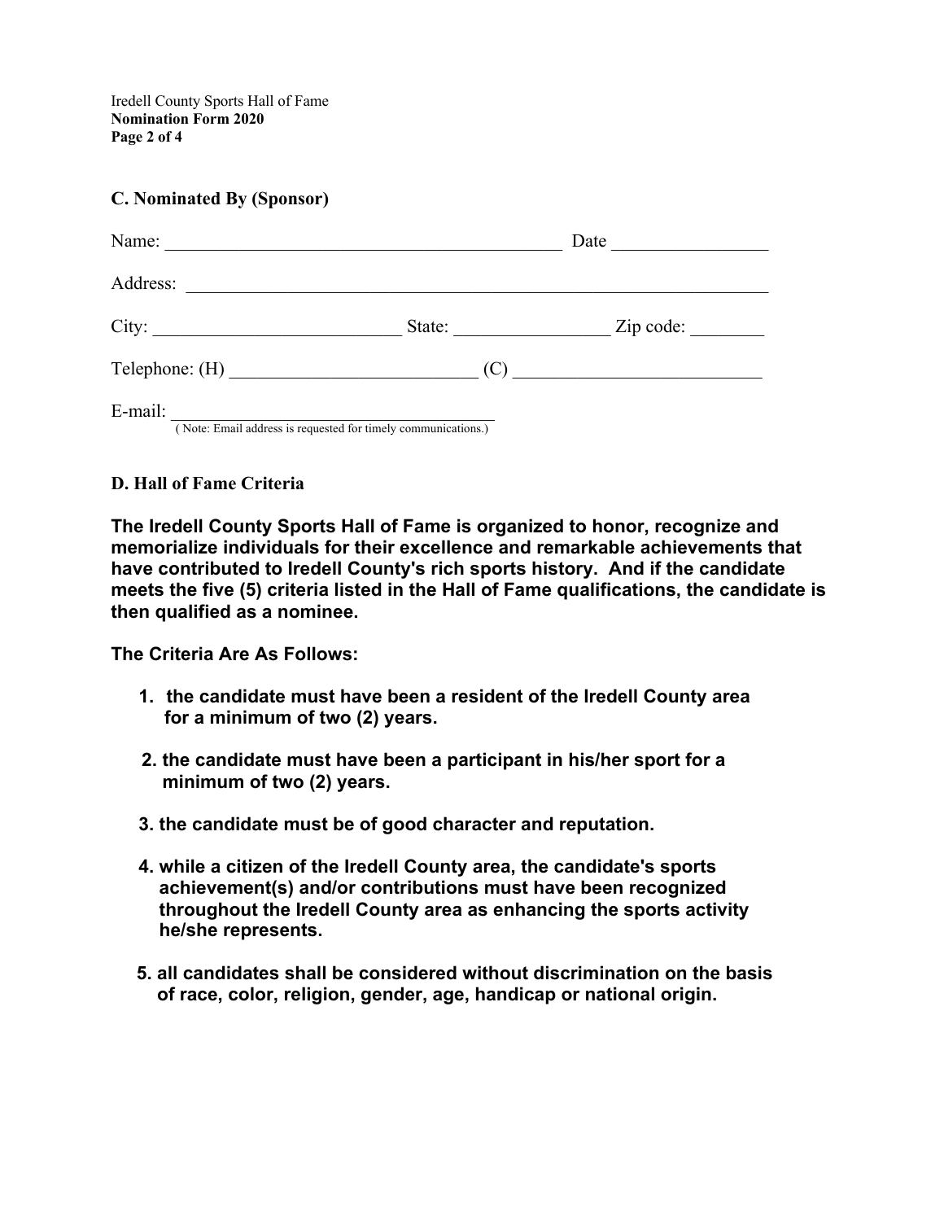## C. Nominated By (Sponsor)

Name: ___________________________________________ Date ________________

Address: ____________________________________________________________

City: __________________________ State: ________________ Zip code: ________

Telephone: (H) __________________________ (C) __________________________

E-mail: ______________________________________
(Note: Email address is requested for timely communications.)

## D. Hall of Fame Criteria

**The Iredell County Sports Hall of Fame is organized to honor, recognize and memorialize individuals for their excellence and remarkable achievements that have contributed to Iredell County's rich sports history. And if the candidate meets the five (5) criteria listed in the Hall of Fame qualifications, the candidate is then qualified as a nominee.**

**The Criteria Are As Follows:**

1. **the candidate must have been a resident of the Iredell County area for a minimum of two (2) years.**
2. **the candidate must have been a participant in his/her sport for a minimum of two (2) years.**
3. **the candidate must be of good character and reputation.**
4. **while a citizen of the Iredell County area, the candidate's sports achievement(s) and/or contributions must have been recognized throughout the Iredell County area as enhancing the sports activity he/she represents.**
5. **all candidates shall be considered without discrimination on the basis of race, color, religion, gender, age, handicap or national origin.**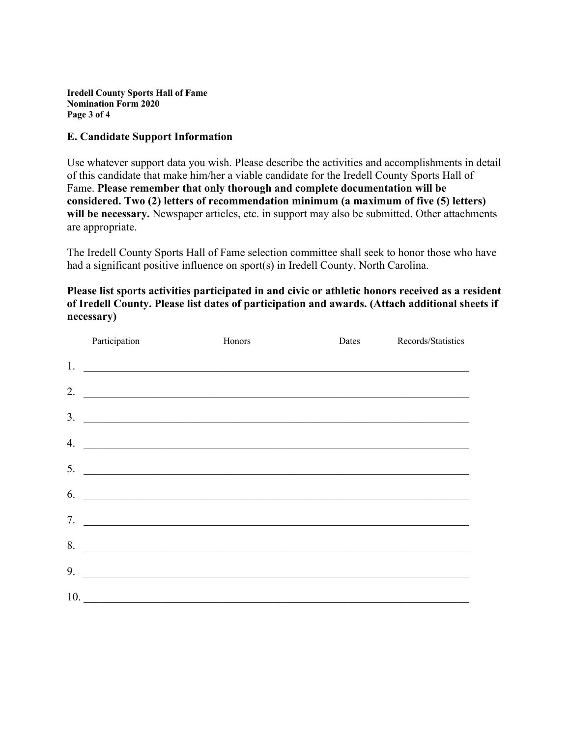## E. Candidate Support Information

Use whatever support data you wish. Please describe the activities and accomplishments in detail of this candidate that make him/her a viable candidate for the Iredell County Sports Hall of Fame. **Please remember that only thorough and complete documentation will be considered. Two (2) letters of recommendation minimum (a maximum of five (5) letters) will be necessary.** Newspaper articles, etc. in support may also be submitted. Other attachments are appropriate.

The Iredell County Sports Hall of Fame selection committee shall seek to honor those who have had a significant positive influence on sport(s) in Iredell County, North Carolina.

**Please list sports activities participated in and civic or athletic honors received as a resident of Iredell County. Please list dates of participation and awards. (Attach additional sheets if necessary)**

| | Participation | Honors | Dates | Records/Statistics |
|---|---|---|---|---|
| 1. | | | | |
| 2. | | | | |
| 3. | | | | |
| 4. | | | | |
| 5. | | | | |
| 6. | | | | |
| 7. | | | | |
| 8. | | | | |
| 9. | | | | |
| 10. | | | | |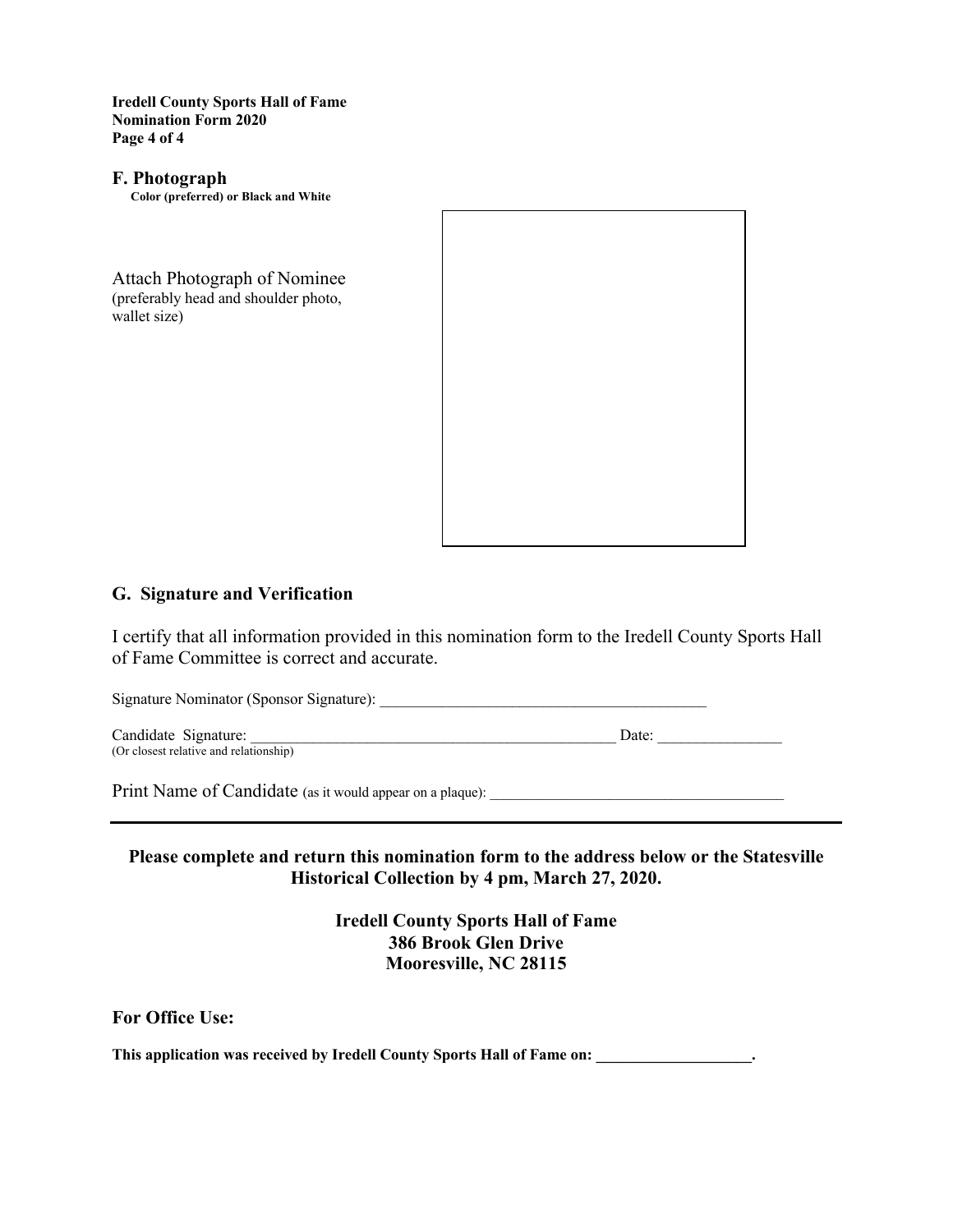## F. Photograph

**Color (preferred) or Black and White**

Attach Photograph of Nominee
(preferably head and shoulder photo, wallet size)

## G. Signature and Verification

I certify that all information provided in this nomination form to the Iredell County Sports Hall of Fame Committee is correct and accurate.

Signature Nominator (Sponsor Signature): ___________________________________________

Candidate Signature: _________________________________________________ Date: ________________
(Or closest relative and relationship)

Print Name of Candidate (as it would appear on a plaque): _____________________________________

---

**Please complete and return this nomination form to the address below or the Statesville Historical Collection by 4 pm, March 27, 2020.**

**Iredell County Sports Hall of Fame**
**386 Brook Glen Drive**
**Mooresville, NC 28115**

**For Office Use:**

**This application was received by Iredell County Sports Hall of Fame on: ___________________.**